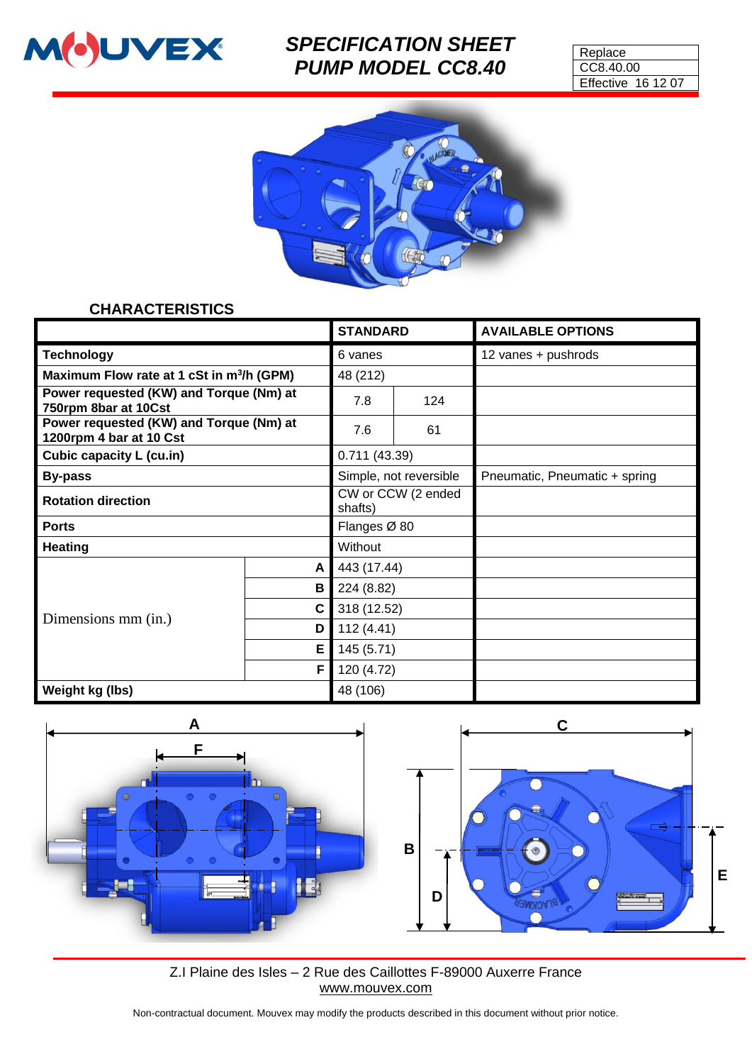MOUVEX

# SPECIFICATION SHEET
# PUMP MODEL CC8.40

| Replace |
|---|
| CC8.40.00 |
| Effective 16 12 07 |

## CHARACTERISTICS

| | | STANDARD | | AVAILABLE OPTIONS |
|---|---|---|---|---|
| **Technology** | | 6 vanes | | 12 vanes + pushrods |
| **Maximum Flow rate at 1 cSt in m³/h (GPM)** | | 48 (212) | | |
| **Power requested (KW) and Torque (Nm) at 750rpm 8bar at 10Cst** | | 7.8 | 124 | |
| **Power requested (KW) and Torque (Nm) at 1200rpm 4 bar at 10 Cst** | | 7.6 | 61 | |
| **Cubic capacity L (cu.in)** | | 0.711 (43.39) | | |
| **By-pass** | | Simple, not reversible | | Pneumatic, Pneumatic + spring |
| **Rotation direction** | | CW or CCW (2 ended shafts) | | |
| **Ports** | | Flanges Ø 80 | | |
| **Heating** | | Without | | |
| Dimensions mm (in.) | **A** | 443 (17.44) | | |
| | **B** | 224 (8.82) | | |
| | **C** | 318 (12.52) | | |
| | **D** | 112 (4.41) | | |
| | **E** | 145 (5.71) | | |
| | **F** | 120 (4.72) | | |
| **Weight kg (lbs)** | | 48 (106) | | |

Z.I Plaine des Isles – 2 Rue des Caillottes F-89000 Auxerre France
www.mouvex.com

Non-contractual document. Mouvex may modify the products described in this document without prior notice.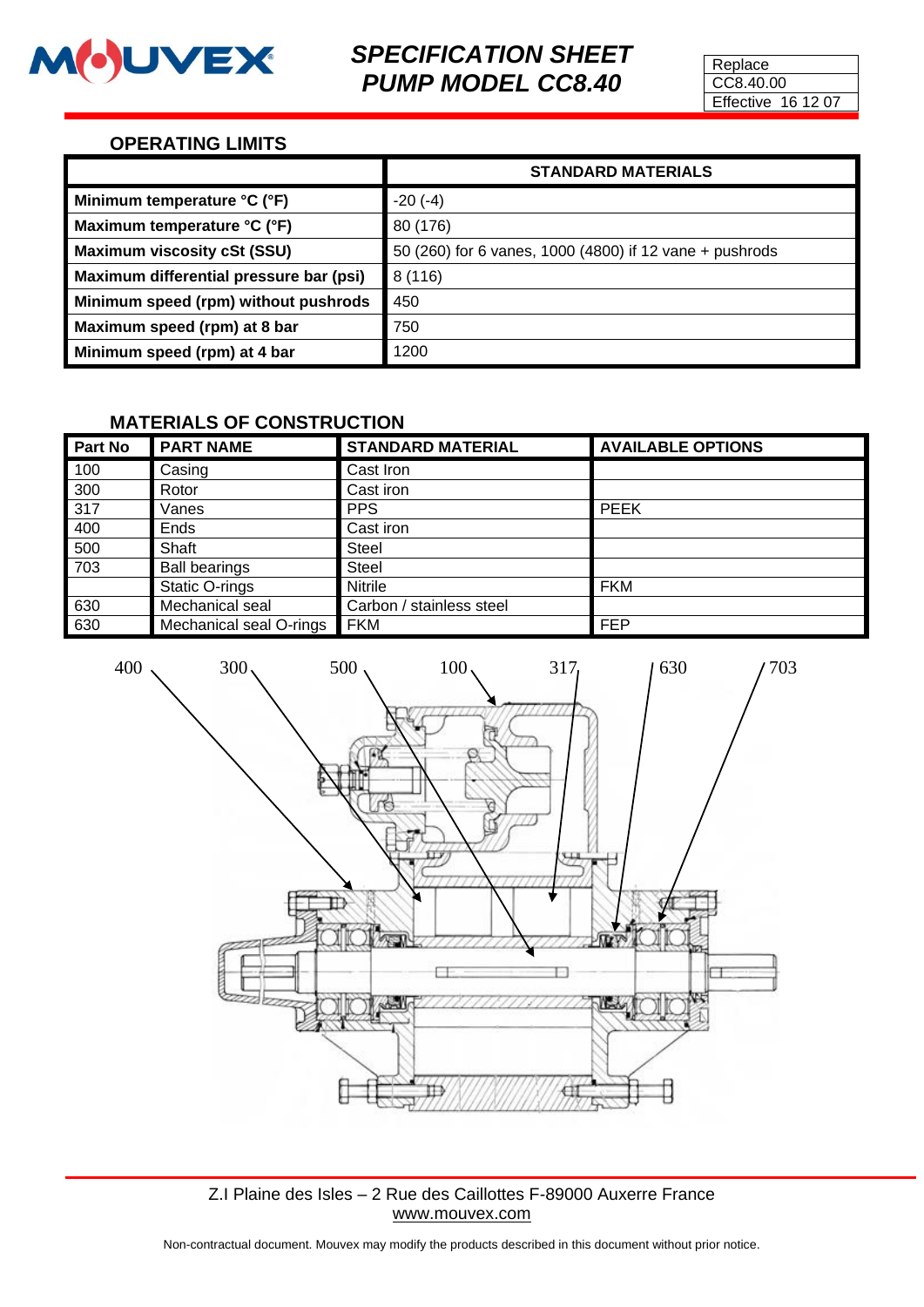# SPECIFICATION SHEET
# PUMP MODEL CC8.40

| Replace |
|---|
| CC8.40.00 |
| Effective 16 12 07 |

## OPERATING LIMITS

| | STANDARD MATERIALS |
|---|---|
| **Minimum temperature °C (°F)** | -20 (-4) |
| **Maximum temperature °C (°F)** | 80 (176) |
| **Maximum viscosity cSt (SSU)** | 50 (260) for 6 vanes, 1000 (4800) if 12 vane + pushrods |
| **Maximum differential pressure bar (psi)** | 8 (116) |
| **Minimum speed (rpm) without pushrods** | 450 |
| **Maximum speed (rpm) at 8 bar** | 750 |
| **Minimum speed (rpm) at 4 bar** | 1200 |

## MATERIALS OF CONSTRUCTION

| Part No | PART NAME | STANDARD MATERIAL | AVAILABLE OPTIONS |
|---|---|---|---|
| 100 | Casing | Cast Iron | |
| 300 | Rotor | Cast iron | |
| 317 | Vanes | PPS | PEEK |
| 400 | Ends | Cast iron | |
| 500 | Shaft | Steel | |
| 703 | Ball bearings | Steel | |
| | Static O-rings | Nitrile | FKM |
| 630 | Mechanical seal | Carbon / stainless steel | |
| 630 | Mechanical seal O-rings | FKM | FEP |

400 300 500 100 317 630 703

Z.I Plaine des Isles – 2 Rue des Caillottes F-89000 Auxerre France
www.mouvex.com

Non-contractual document. Mouvex may modify the products described in this document without prior notice.